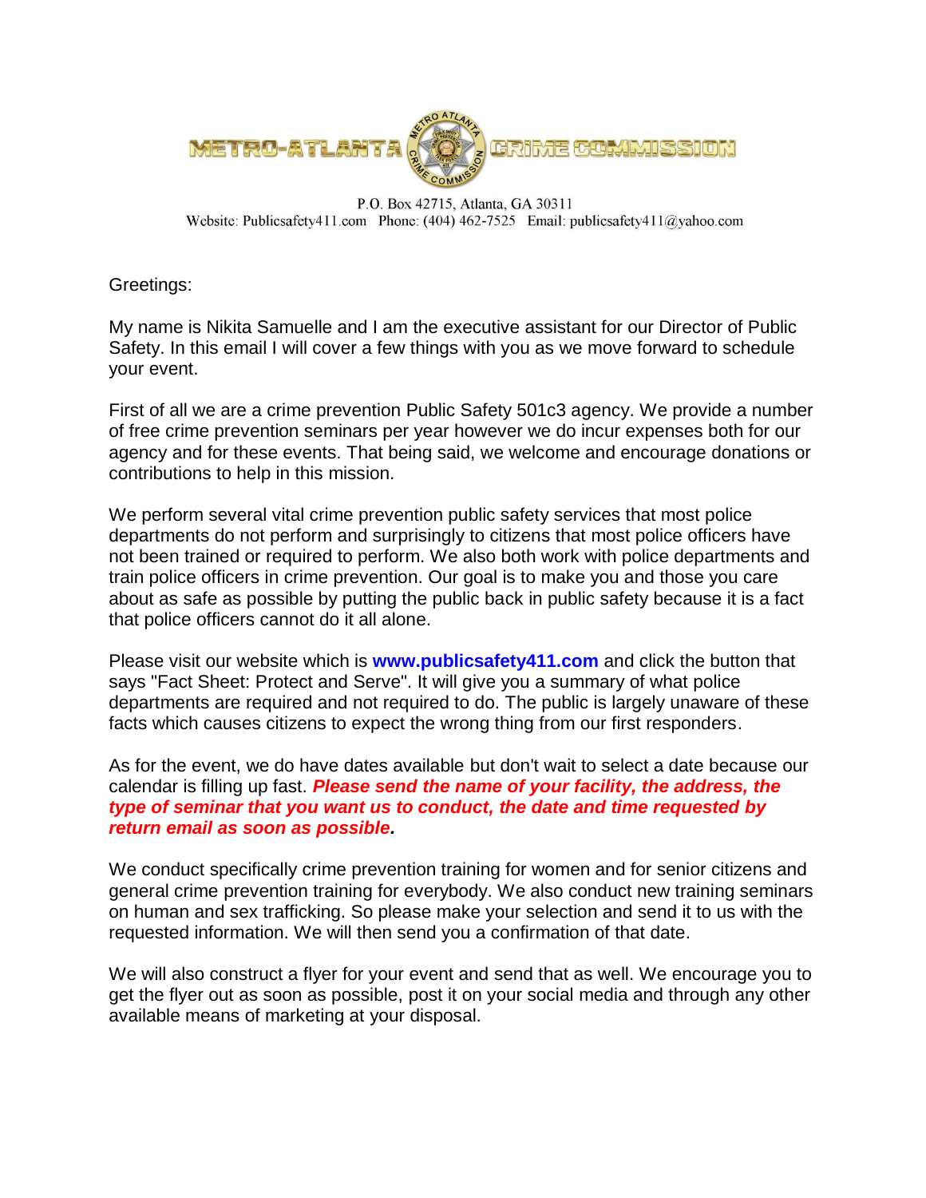# METRO-ATLANTA CRIME COMMISSION

P.O. Box 42715, Atlanta, GA 30311
Website: Publicsafety411.com Phone: (404) 462-7525 Email: publicsafety411@yahoo.com

Greetings:

My name is Nikita Samuelle and I am the executive assistant for our Director of Public Safety. In this email I will cover a few things with you as we move forward to schedule your event.

First of all we are a crime prevention Public Safety 501c3 agency. We provide a number of free crime prevention seminars per year however we do incur expenses both for our agency and for these events. That being said, we welcome and encourage donations or contributions to help in this mission.

We perform several vital crime prevention public safety services that most police departments do not perform and surprisingly to citizens that most police officers have not been trained or required to perform. We also both work with police departments and train police officers in crime prevention. Our goal is to make you and those you care about as safe as possible by putting the public back in public safety because it is a fact that police officers cannot do it all alone.

Please visit our website which is **www.publicsafety411.com** and click the button that says "Fact Sheet: Protect and Serve". It will give you a summary of what police departments are required and not required to do. The public is largely unaware of these facts which causes citizens to expect the wrong thing from our first responders.

As for the event, we do have dates available but don't wait to select a date because our calendar is filling up fast. ***Please send the name of your facility, the address, the type of seminar that you want us to conduct, the date and time requested by return email as soon as possible.***

We conduct specifically crime prevention training for women and for senior citizens and general crime prevention training for everybody. We also conduct new training seminars on human and sex trafficking. So please make your selection and send it to us with the requested information. We will then send you a confirmation of that date.

We will also construct a flyer for your event and send that as well. We encourage you to get the flyer out as soon as possible, post it on your social media and through any other available means of marketing at your disposal.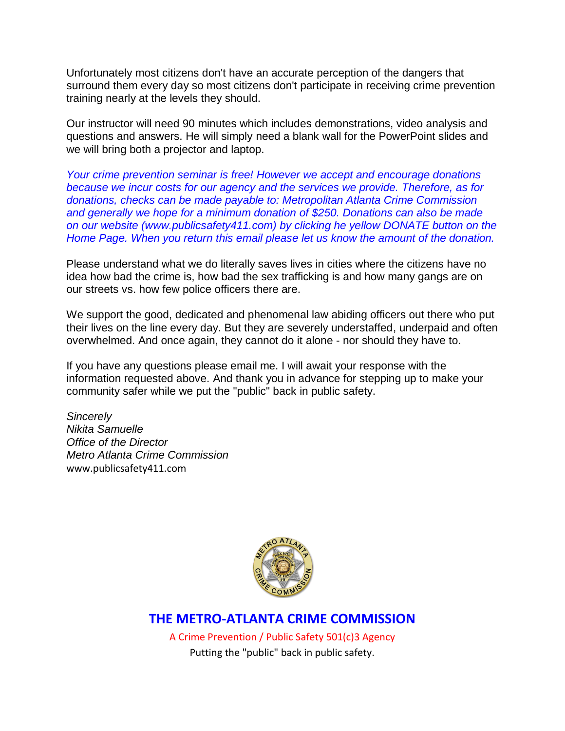Unfortunately most citizens don't have an accurate perception of the dangers that surround them every day so most citizens don't participate in receiving crime prevention training nearly at the levels they should.

Our instructor will need 90 minutes which includes demonstrations, video analysis and questions and answers. He will simply need a blank wall for the PowerPoint slides and we will bring both a projector and laptop.

*Your crime prevention seminar is free! However we accept and encourage donations because we incur costs for our agency and the services we provide. Therefore, as for donations, checks can be made payable to: Metropolitan Atlanta Crime Commission and generally we hope for a minimum donation of $250. Donations can also be made on our website (www.publicsafety411.com) by clicking he yellow DONATE button on the Home Page. When you return this email please let us know the amount of the donation.*

Please understand what we do literally saves lives in cities where the citizens have no idea how bad the crime is, how bad the sex trafficking is and how many gangs are on our streets vs. how few police officers there are.

We support the good, dedicated and phenomenal law abiding officers out there who put their lives on the line every day. But they are severely understaffed, underpaid and often overwhelmed. And once again, they cannot do it alone - nor should they have to.

If you have any questions please email me. I will await your response with the information requested above. And thank you in advance for stepping up to make your community safer while we put the "public" back in public safety.

*Sincerely*
*Nikita Samuelle*
*Office of the Director*
*Metro Atlanta Crime Commission*
www.publicsafety411.com

## THE METRO-ATLANTA CRIME COMMISSION

A Crime Prevention / Public Safety 501(c)3 Agency

Putting the "public" back in public safety.